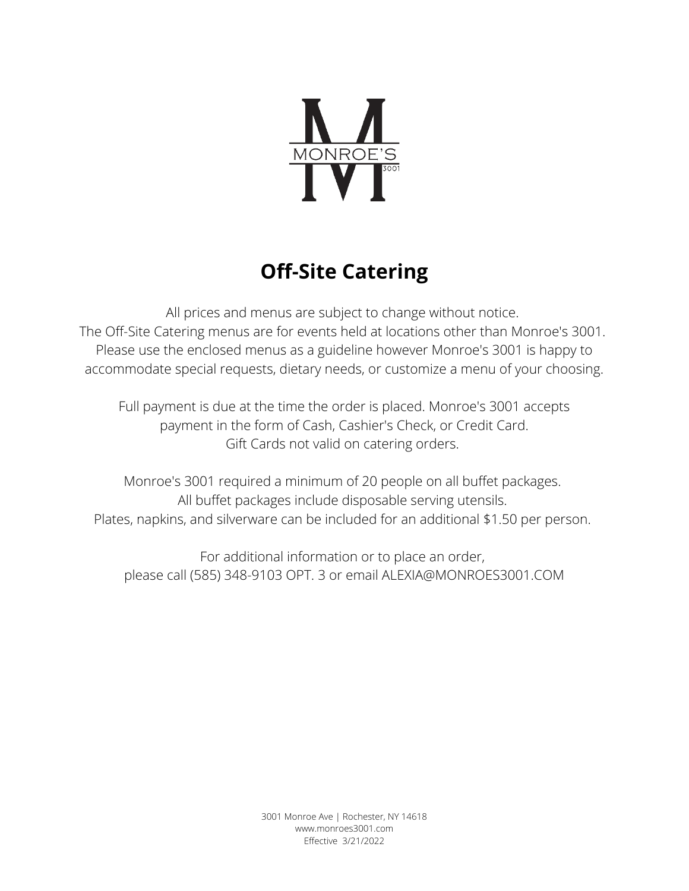# Off-Site Catering

All prices and menus are subject to change without notice.
The Off-Site Catering menus are for events held at locations other than Monroe's 3001.
Please use the enclosed menus as a guideline however Monroe's 3001 is happy to accommodate special requests, dietary needs, or customize a menu of your choosing.

Full payment is due at the time the order is placed. Monroe's 3001 accepts payment in the form of Cash, Cashier's Check, or Credit Card.
Gift Cards not valid on catering orders.

Monroe's 3001 required a minimum of 20 people on all buffet packages.
All buffet packages include disposable serving utensils.
Plates, napkins, and silverware can be included for an additional $1.50 per person.

For additional information or to place an order,
please call (585) 348-9103 OPT. 3 or email ALEXIA@MONROES3001.COM

3001 Monroe Ave | Rochester, NY 14618
www.monroes3001.com
Effective 3/21/2022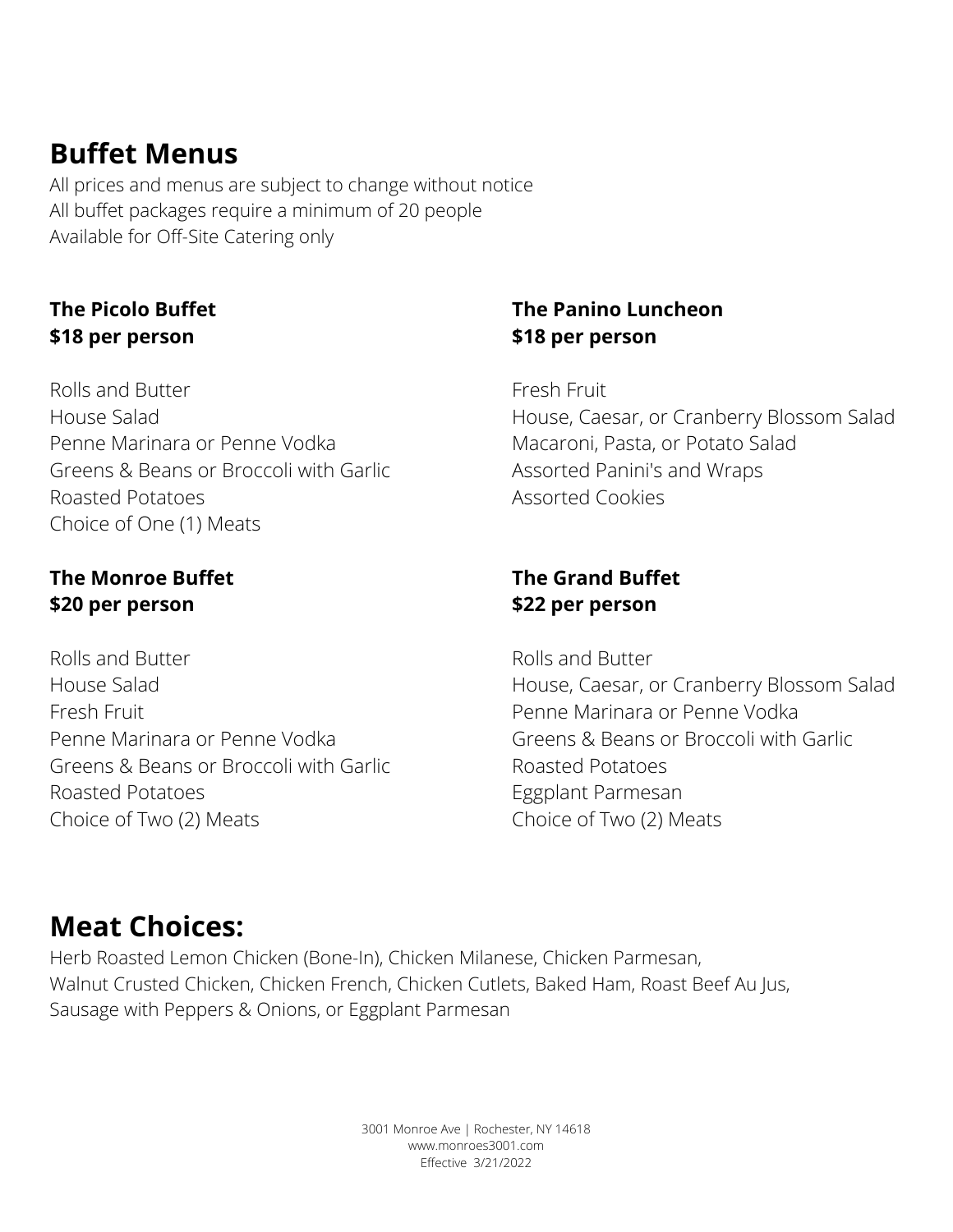# Buffet Menus

All prices and menus are subject to change without notice
All buffet packages require a minimum of 20 people
Available for Off-Site Catering only

**The Picolo Buffet**
**$18 per person**

Rolls and Butter
House Salad
Penne Marinara or Penne Vodka
Greens & Beans or Broccoli with Garlic
Roasted Potatoes
Choice of One (1) Meats

**The Monroe Buffet**
**$20 per person**

Rolls and Butter
House Salad
Fresh Fruit
Penne Marinara or Penne Vodka
Greens & Beans or Broccoli with Garlic
Roasted Potatoes
Choice of Two (2) Meats

**The Panino Luncheon**
**$18 per person**

Fresh Fruit
House, Caesar, or Cranberry Blossom Salad
Macaroni, Pasta, or Potato Salad
Assorted Panini's and Wraps
Assorted Cookies

**The Grand Buffet**
**$22 per person**

Rolls and Butter
House, Caesar, or Cranberry Blossom Salad
Penne Marinara or Penne Vodka
Greens & Beans or Broccoli with Garlic
Roasted Potatoes
Eggplant Parmesan
Choice of Two (2) Meats

# Meat Choices:

Herb Roasted Lemon Chicken (Bone-In), Chicken Milanese, Chicken Parmesan,
Walnut Crusted Chicken, Chicken French, Chicken Cutlets, Baked Ham, Roast Beef Au Jus,
Sausage with Peppers & Onions, or Eggplant Parmesan

3001 Monroe Ave | Rochester, NY 14618
www.monroes3001.com
Effective 3/21/2022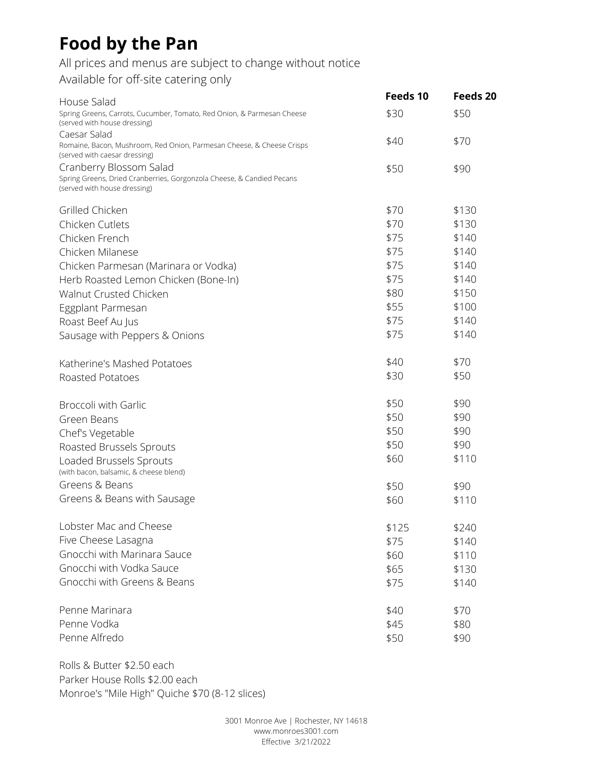# Food by the Pan

All prices and menus are subject to change without notice
Available for off-site catering only

| | Feeds 10 | Feeds 20 |
|---|---|---|
| House Salad<br>Spring Greens, Carrots, Cucumber, Tomato, Red Onion, & Parmesan Cheese<br>(served with house dressing) | $30 | $50 |
| Caesar Salad<br>Romaine, Bacon, Mushroom, Red Onion, Parmesan Cheese, & Cheese Crisps<br>(served with caesar dressing) | $40 | $70 |
| Cranberry Blossom Salad<br>Spring Greens, Dried Cranberries, Gorgonzola Cheese, & Candied Pecans<br>(served with house dressing) | $50 | $90 |
| Grilled Chicken | $70 | $130 |
| Chicken Cutlets | $70 | $130 |
| Chicken French | $75 | $140 |
| Chicken Milanese | $75 | $140 |
| Chicken Parmesan (Marinara or Vodka) | $75 | $140 |
| Herb Roasted Lemon Chicken (Bone-In) | $75 | $140 |
| Walnut Crusted Chicken | $80 | $150 |
| Eggplant Parmesan | $55 | $100 |
| Roast Beef Au Jus | $75 | $140 |
| Sausage with Peppers & Onions | $75 | $140 |
| Katherine's Mashed Potatoes | $40 | $70 |
| Roasted Potatoes | $30 | $50 |
| Broccoli with Garlic | $50 | $90 |
| Green Beans | $50 | $90 |
| Chef's Vegetable | $50 | $90 |
| Roasted Brussels Sprouts | $50 | $90 |
| Loaded Brussels Sprouts<br>(with bacon, balsamic, & cheese blend) | $60 | $110 |
| Greens & Beans | $50 | $90 |
| Greens & Beans with Sausage | $60 | $110 |
| Lobster Mac and Cheese | $125 | $240 |
| Five Cheese Lasagna | $75 | $140 |
| Gnocchi with Marinara Sauce | $60 | $110 |
| Gnocchi with Vodka Sauce | $65 | $130 |
| Gnocchi with Greens & Beans | $75 | $140 |
| Penne Marinara | $40 | $70 |
| Penne Vodka | $45 | $80 |
| Penne Alfredo | $50 | $90 |

Rolls & Butter $2.50 each
Parker House Rolls $2.00 each
Monroe's "Mile High" Quiche $70 (8-12 slices)

3001 Monroe Ave | Rochester, NY 14618
www.monroes3001.com
Effective 3/21/2022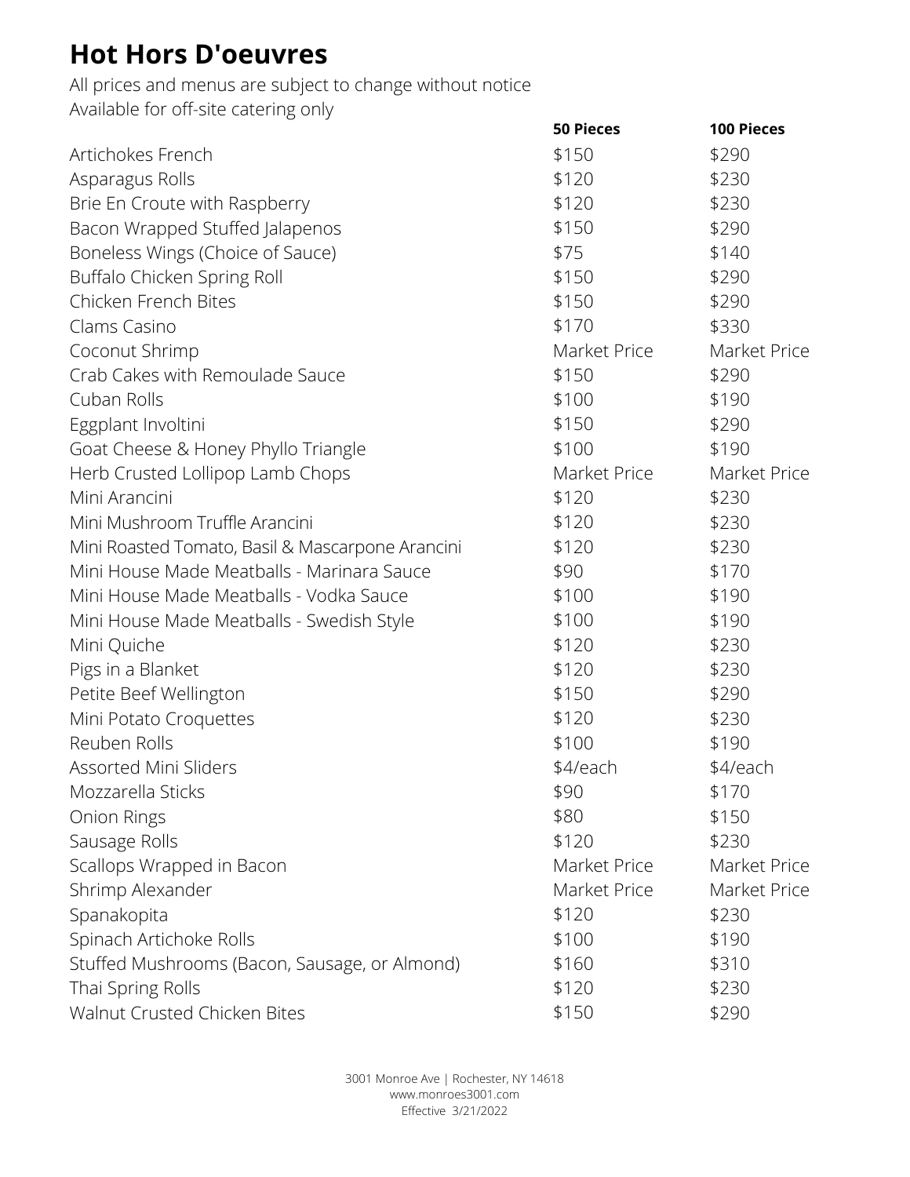# Hot Hors D'oeuvres

All prices and menus are subject to change without notice
Available for off-site catering only

| | 50 Pieces | 100 Pieces |
|---|---|---|
| Artichokes French | $150 | $290 |
| Asparagus Rolls | $120 | $230 |
| Brie En Croute with Raspberry | $120 | $230 |
| Bacon Wrapped Stuffed Jalapenos | $150 | $290 |
| Boneless Wings (Choice of Sauce) | $75 | $140 |
| Buffalo Chicken Spring Roll | $150 | $290 |
| Chicken French Bites | $150 | $290 |
| Clams Casino | $170 | $330 |
| Coconut Shrimp | Market Price | Market Price |
| Crab Cakes with Remoulade Sauce | $150 | $290 |
| Cuban Rolls | $100 | $190 |
| Eggplant Involtini | $150 | $290 |
| Goat Cheese & Honey Phyllo Triangle | $100 | $190 |
| Herb Crusted Lollipop Lamb Chops | Market Price | Market Price |
| Mini Arancini | $120 | $230 |
| Mini Mushroom Truffle Arancini | $120 | $230 |
| Mini Roasted Tomato, Basil & Mascarpone Arancini | $120 | $230 |
| Mini House Made Meatballs - Marinara Sauce | $90 | $170 |
| Mini House Made Meatballs - Vodka Sauce | $100 | $190 |
| Mini House Made Meatballs - Swedish Style | $100 | $190 |
| Mini Quiche | $120 | $230 |
| Pigs in a Blanket | $120 | $230 |
| Petite Beef Wellington | $150 | $290 |
| Mini Potato Croquettes | $120 | $230 |
| Reuben Rolls | $100 | $190 |
| Assorted Mini Sliders | $4/each | $4/each |
| Mozzarella Sticks | $90 | $170 |
| Onion Rings | $80 | $150 |
| Sausage Rolls | $120 | $230 |
| Scallops Wrapped in Bacon | Market Price | Market Price |
| Shrimp Alexander | Market Price | Market Price |
| Spanakopita | $120 | $230 |
| Spinach Artichoke Rolls | $100 | $190 |
| Stuffed Mushrooms (Bacon, Sausage, or Almond) | $160 | $310 |
| Thai Spring Rolls | $120 | $230 |
| Walnut Crusted Chicken Bites | $150 | $290 |

3001 Monroe Ave | Rochester, NY 14618
www.monroes3001.com
Effective 3/21/2022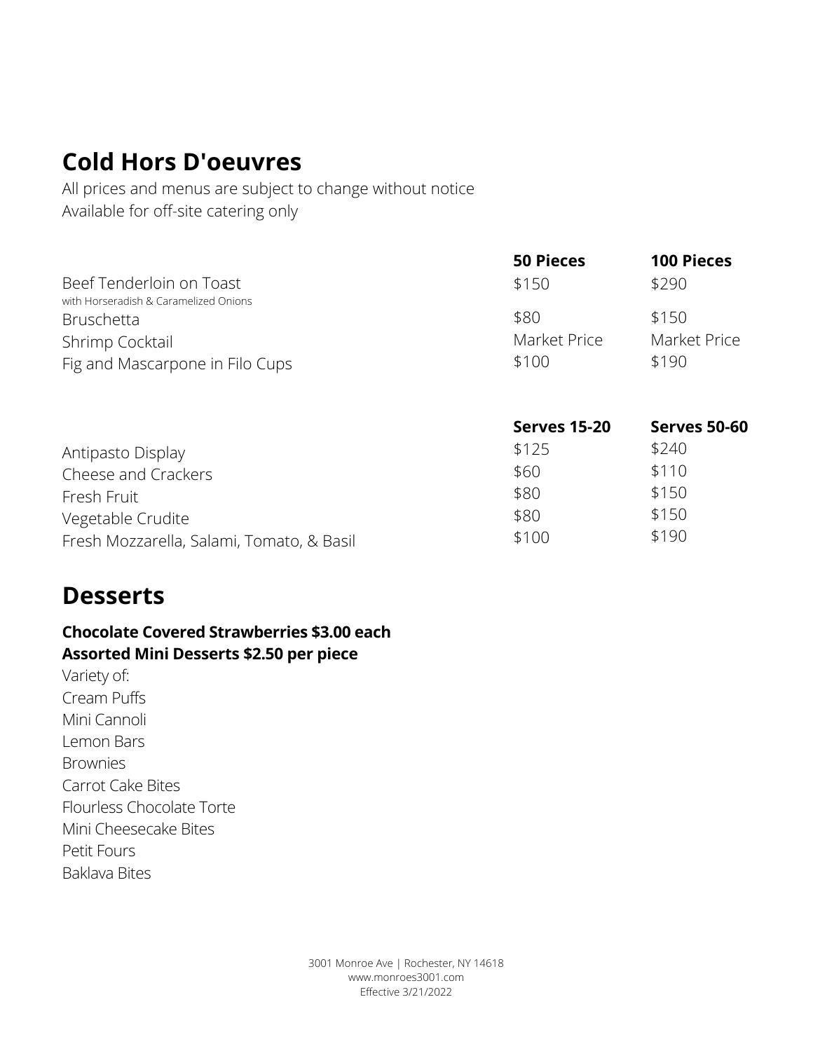## Cold Hors D'oeuvres

All prices and menus are subject to change without notice
Available for off-site catering only

| | 50 Pieces | 100 Pieces |
| --- | --- | --- |
| Beef Tenderloin on Toast<br>with Horseradish & Caramelized Onions | $150 | $290 |
| Bruschetta | $80 | $150 |
| Shrimp Cocktail | Market Price | Market Price |
| Fig and Mascarpone in Filo Cups | $100 | $190 |

| | Serves 15-20 | Serves 50-60 |
| --- | --- | --- |
| Antipasto Display | $125 | $240 |
| Cheese and Crackers | $60 | $110 |
| Fresh Fruit | $80 | $150 |
| Vegetable Crudite | $80 | $150 |
| Fresh Mozzarella, Salami, Tomato, & Basil | $100 | $190 |

## Desserts

**Chocolate Covered Strawberries $3.00 each**
**Assorted Mini Desserts $2.50 per piece**

Variety of:
Cream Puffs
Mini Cannoli
Lemon Bars
Brownies
Carrot Cake Bites
Flourless Chocolate Torte
Mini Cheesecake Bites
Petit Fours
Baklava Bites

3001 Monroe Ave | Rochester, NY 14618
www.monroes3001.com
Effective 3/21/2022